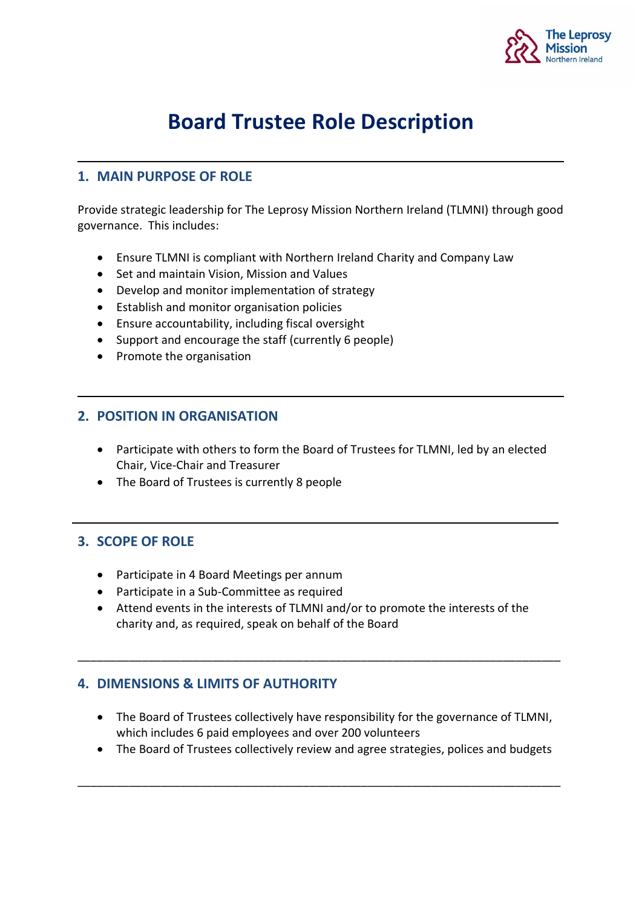# Board Trustee Role Description

## 1. MAIN PURPOSE OF ROLE

Provide strategic leadership for The Leprosy Mission Northern Ireland (TLMNI) through good governance. This includes:

- Ensure TLMNI is compliant with Northern Ireland Charity and Company Law
- Set and maintain Vision, Mission and Values
- Develop and monitor implementation of strategy
- Establish and monitor organisation policies
- Ensure accountability, including fiscal oversight
- Support and encourage the staff (currently 6 people)
- Promote the organisation

## 2. POSITION IN ORGANISATION

- Participate with others to form the Board of Trustees for TLMNI, led by an elected Chair, Vice-Chair and Treasurer
- The Board of Trustees is currently 8 people

## 3. SCOPE OF ROLE

- Participate in 4 Board Meetings per annum
- Participate in a Sub-Committee as required
- Attend events in the interests of TLMNI and/or to promote the interests of the charity and, as required, speak on behalf of the Board

## 4. DIMENSIONS & LIMITS OF AUTHORITY

- The Board of Trustees collectively have responsibility for the governance of TLMNI, which includes 6 paid employees and over 200 volunteers
- The Board of Trustees collectively review and agree strategies, polices and budgets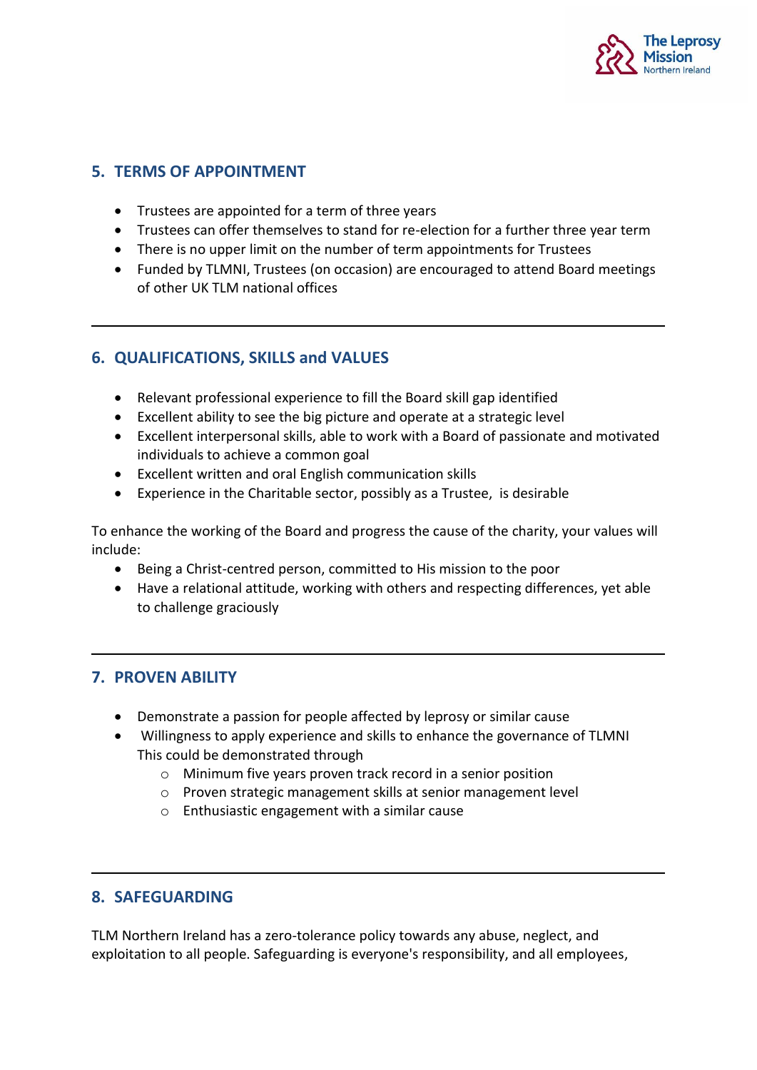## 5. TERMS OF APPOINTMENT

- Trustees are appointed for a term of three years
- Trustees can offer themselves to stand for re-election for a further three year term
- There is no upper limit on the number of term appointments for Trustees
- Funded by TLMNI, Trustees (on occasion) are encouraged to attend Board meetings of other UK TLM national offices

---

## 6. QUALIFICATIONS, SKILLS and VALUES

- Relevant professional experience to fill the Board skill gap identified
- Excellent ability to see the big picture and operate at a strategic level
- Excellent interpersonal skills, able to work with a Board of passionate and motivated individuals to achieve a common goal
- Excellent written and oral English communication skills
- Experience in the Charitable sector, possibly as a Trustee, is desirable

To enhance the working of the Board and progress the cause of the charity, your values will include:

- Being a Christ-centred person, committed to His mission to the poor
- Have a relational attitude, working with others and respecting differences, yet able to challenge graciously

---

## 7. PROVEN ABILITY

- Demonstrate a passion for people affected by leprosy or similar cause
- Willingness to apply experience and skills to enhance the governance of TLMNI This could be demonstrated through
  - Minimum five years proven track record in a senior position
  - Proven strategic management skills at senior management level
  - Enthusiastic engagement with a similar cause

---

## 8. SAFEGUARDING

TLM Northern Ireland has a zero-tolerance policy towards any abuse, neglect, and exploitation to all people. Safeguarding is everyone's responsibility, and all employees,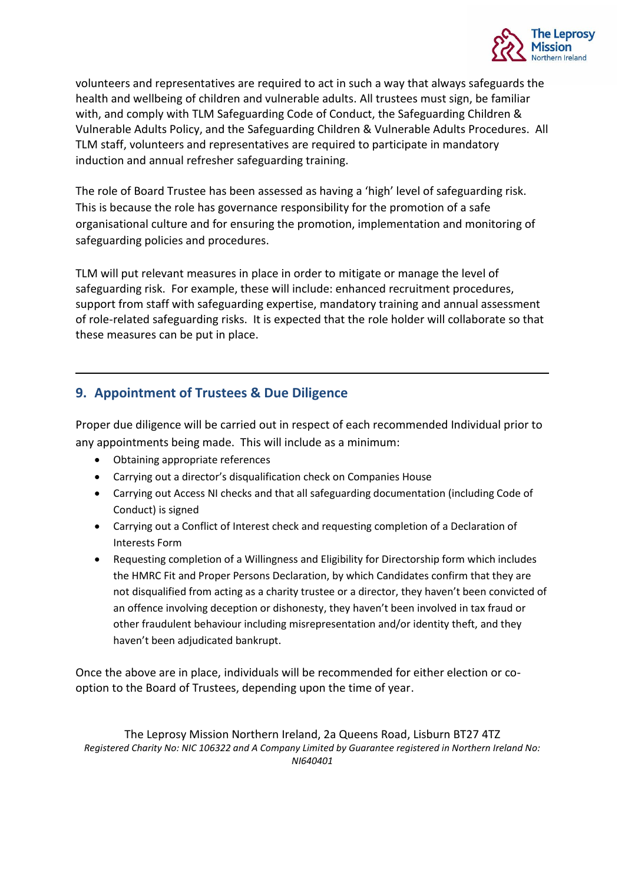volunteers and representatives are required to act in such a way that always safeguards the health and wellbeing of children and vulnerable adults. All trustees must sign, be familiar with, and comply with TLM Safeguarding Code of Conduct, the Safeguarding Children & Vulnerable Adults Policy, and the Safeguarding Children & Vulnerable Adults Procedures. All TLM staff, volunteers and representatives are required to participate in mandatory induction and annual refresher safeguarding training.

The role of Board Trustee has been assessed as having a 'high' level of safeguarding risk. This is because the role has governance responsibility for the promotion of a safe organisational culture and for ensuring the promotion, implementation and monitoring of safeguarding policies and procedures.

TLM will put relevant measures in place in order to mitigate or manage the level of safeguarding risk. For example, these will include: enhanced recruitment procedures, support from staff with safeguarding expertise, mandatory training and annual assessment of role-related safeguarding risks. It is expected that the role holder will collaborate so that these measures can be put in place.

---

## 9. Appointment of Trustees & Due Diligence

Proper due diligence will be carried out in respect of each recommended Individual prior to any appointments being made. This will include as a minimum:

- Obtaining appropriate references
- Carrying out a director's disqualification check on Companies House
- Carrying out Access NI checks and that all safeguarding documentation (including Code of Conduct) is signed
- Carrying out a Conflict of Interest check and requesting completion of a Declaration of Interests Form
- Requesting completion of a Willingness and Eligibility for Directorship form which includes the HMRC Fit and Proper Persons Declaration, by which Candidates confirm that they are not disqualified from acting as a charity trustee or a director, they haven't been convicted of an offence involving deception or dishonesty, they haven't been involved in tax fraud or other fraudulent behaviour including misrepresentation and/or identity theft, and they haven't been adjudicated bankrupt.

Once the above are in place, individuals will be recommended for either election or co-option to the Board of Trustees, depending upon the time of year.